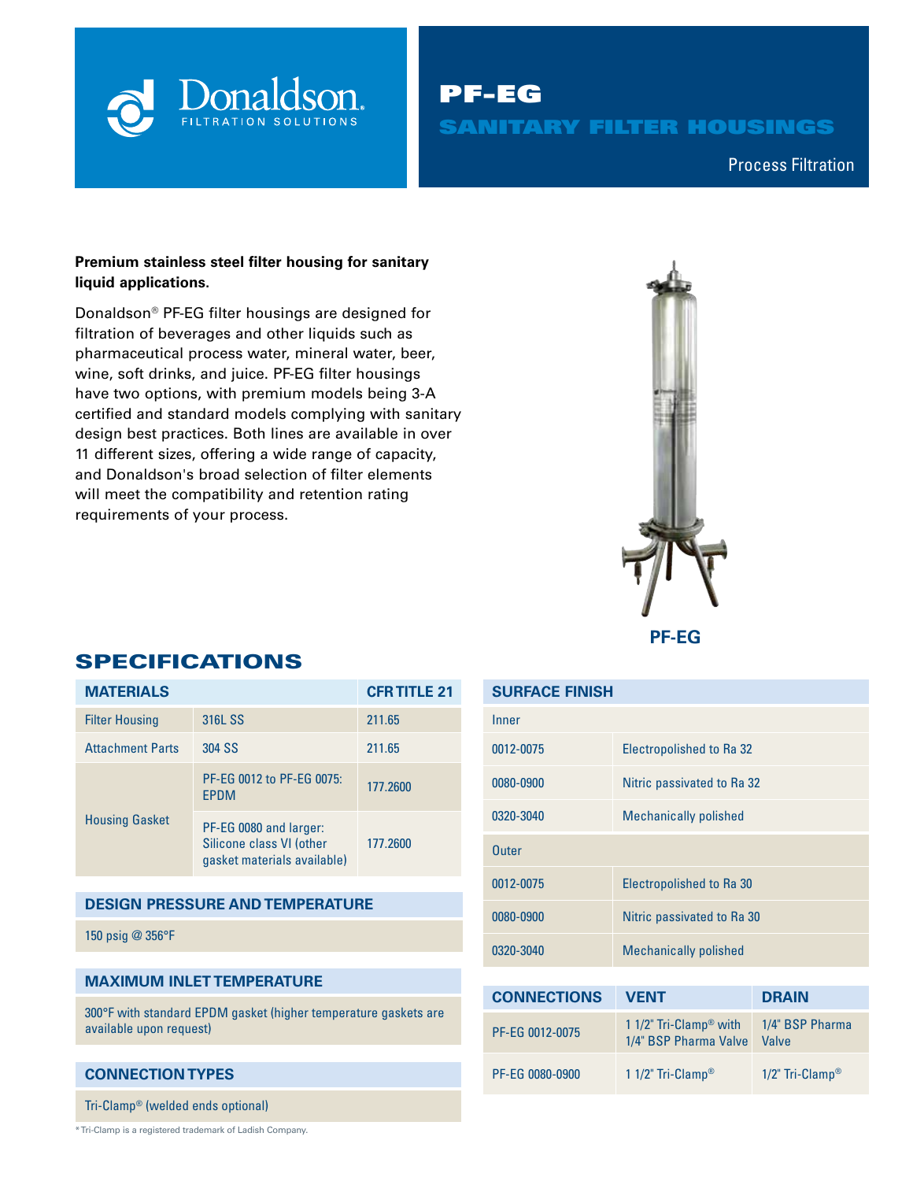# PF-EG

## SANITARY FILTER HOUSINGS

Process Filtration

**Premium stainless steel filter housing for sanitary liquid applications.**

Donaldson® PF-EG filter housings are designed for filtration of beverages and other liquids such as pharmaceutical process water, mineral water, beer, wine, soft drinks, and juice. PF-EG filter housings have two options, with premium models being 3-A certified and standard models complying with sanitary design best practices. Both lines are available in over 11 different sizes, offering a wide range of capacity, and Donaldson's broad selection of filter elements will meet the compatibility and retention rating requirements of your process.

PF-EG

## SPECIFICATIONS

| MATERIALS | | CFR TITLE 21 |
|---|---|---|
| Filter Housing | 316L SS | 211.65 |
| Attachment Parts | 304 SS | 211.65 |
| Housing Gasket | PF-EG 0012 to PF-EG 0075: EPDM | 177.2600 |
| | PF-EG 0080 and larger: Silicone class VI (other gasket materials available) | 177.2600 |

| DESIGN PRESSURE AND TEMPERATURE |
|---|
| 150 psig @ 356°F |

| MAXIMUM INLET TEMPERATURE |
|---|
| 300°F with standard EPDM gasket (higher temperature gaskets are available upon request) |

| CONNECTION TYPES |
|---|
| Tri-Clamp® (welded ends optional) |

*Tri-Clamp is a registered trademark of Ladish Company.

| SURFACE FINISH | |
|---|---|
| Inner | |
| 0012-0075 | Electropolished to Ra 32 |
| 0080-0900 | Nitric passivated to Ra 32 |
| 0320-3040 | Mechanically polished |
| Outer | |
| 0012-0075 | Electropolished to Ra 30 |
| 0080-0900 | Nitric passivated to Ra 30 |
| 0320-3040 | Mechanically polished |

| CONNECTIONS | VENT | DRAIN |
|---|---|---|
| PF-EG 0012-0075 | 1 1/2" Tri-Clamp® with 1/4" BSP Pharma Valve | 1/4" BSP Pharma Valve |
| PF-EG 0080-0900 | 1 1/2" Tri-Clamp® | 1/2" Tri-Clamp® |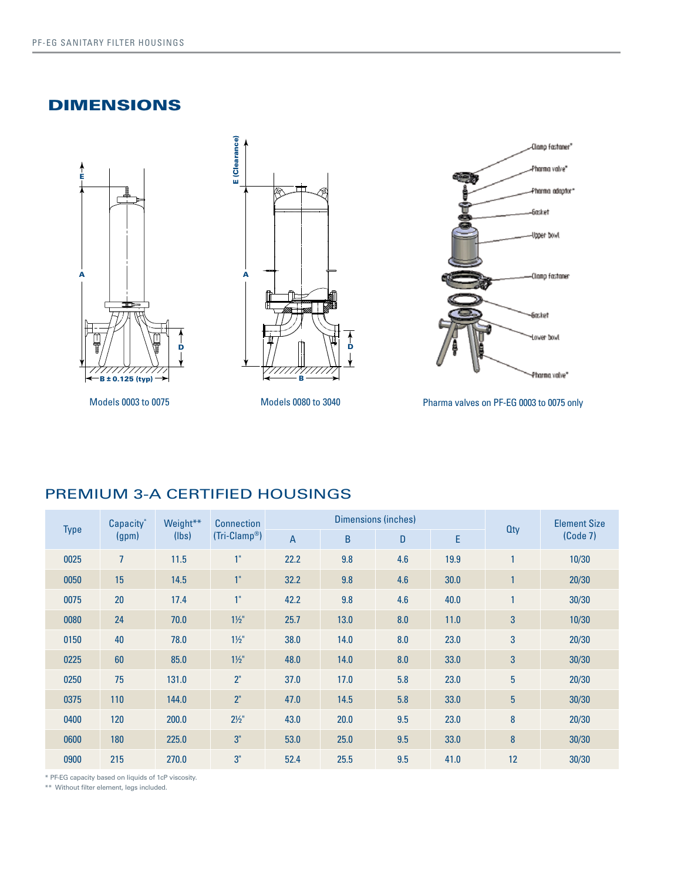## DIMENSIONS

Models 0003 to 0075

Models 0080 to 3040

Pharma valves on PF-EG 0003 to 0075 only

## PREMIUM 3-A CERTIFIED HOUSINGS

| Type | Capacity* (gpm) | Weight** (lbs) | Connection (Tri-Clamp®) | Dimensions (inches) | | | | Qty | Element Size (Code 7) |
|---|---|---|---|---|---|---|---|---|---|
| | | | | A | B | D | E | | |
| 0025 | 7 | 11.5 | 1" | 22.2 | 9.8 | 4.6 | 19.9 | 1 | 10/30 |
| 0050 | 15 | 14.5 | 1" | 32.2 | 9.8 | 4.6 | 30.0 | 1 | 20/30 |
| 0075 | 20 | 17.4 | 1" | 42.2 | 9.8 | 4.6 | 40.0 | 1 | 30/30 |
| 0080 | 24 | 70.0 | 1½" | 25.7 | 13.0 | 8.0 | 11.0 | 3 | 10/30 |
| 0150 | 40 | 78.0 | 1½" | 38.0 | 14.0 | 8.0 | 23.0 | 3 | 20/30 |
| 0225 | 60 | 85.0 | 1½" | 48.0 | 14.0 | 8.0 | 33.0 | 3 | 30/30 |
| 0250 | 75 | 131.0 | 2" | 37.0 | 17.0 | 5.8 | 23.0 | 5 | 20/30 |
| 0375 | 110 | 144.0 | 2" | 47.0 | 14.5 | 5.8 | 33.0 | 5 | 30/30 |
| 0400 | 120 | 200.0 | 2½" | 43.0 | 20.0 | 9.5 | 23.0 | 8 | 20/30 |
| 0600 | 180 | 225.0 | 3" | 53.0 | 25.0 | 9.5 | 33.0 | 8 | 30/30 |
| 0900 | 215 | 270.0 | 3" | 52.4 | 25.5 | 9.5 | 41.0 | 12 | 30/30 |

\* PF-EG capacity based on liquids of 1cP viscosity.

\*\* Without filter element, legs included.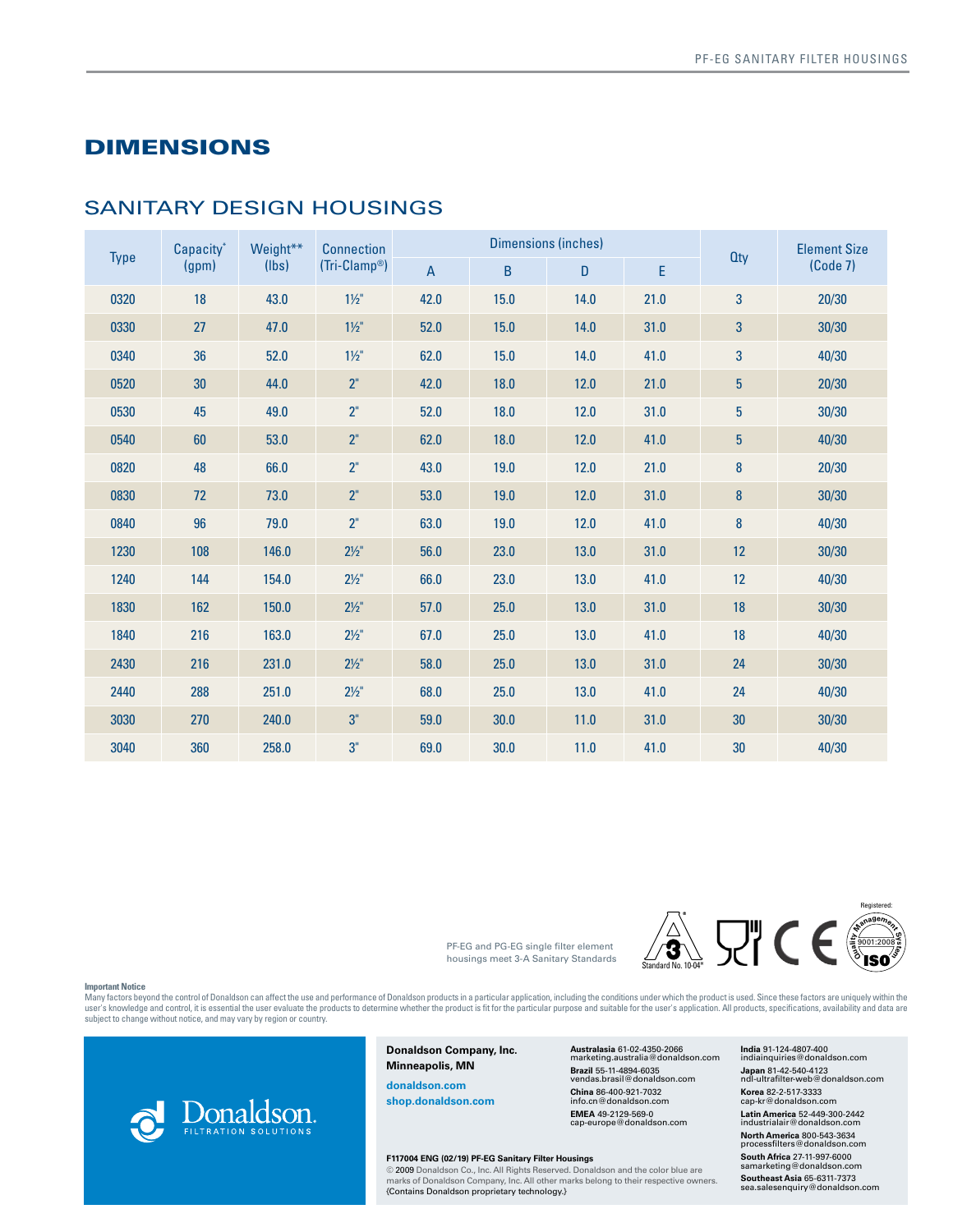## DIMENSIONS

### SANITARY DESIGN HOUSINGS

| Type | Capacity* (gpm) | Weight** (lbs) | Connection (Tri-Clamp®) | Dimensions (inches) | | | | Qty | Element Size (Code 7) |
|---|---|---|---|---|---|---|---|---|---|
| | | | | A | B | D | E | | |
| 0320 | 18 | 43.0 | 1½" | 42.0 | 15.0 | 14.0 | 21.0 | 3 | 20/30 |
| 0330 | 27 | 47.0 | 1½" | 52.0 | 15.0 | 14.0 | 31.0 | 3 | 30/30 |
| 0340 | 36 | 52.0 | 1½" | 62.0 | 15.0 | 14.0 | 41.0 | 3 | 40/30 |
| 0520 | 30 | 44.0 | 2" | 42.0 | 18.0 | 12.0 | 21.0 | 5 | 20/30 |
| 0530 | 45 | 49.0 | 2" | 52.0 | 18.0 | 12.0 | 31.0 | 5 | 30/30 |
| 0540 | 60 | 53.0 | 2" | 62.0 | 18.0 | 12.0 | 41.0 | 5 | 40/30 |
| 0820 | 48 | 66.0 | 2" | 43.0 | 19.0 | 12.0 | 21.0 | 8 | 20/30 |
| 0830 | 72 | 73.0 | 2" | 53.0 | 19.0 | 12.0 | 31.0 | 8 | 30/30 |
| 0840 | 96 | 79.0 | 2" | 63.0 | 19.0 | 12.0 | 41.0 | 8 | 40/30 |
| 1230 | 108 | 146.0 | 2½" | 56.0 | 23.0 | 13.0 | 31.0 | 12 | 30/30 |
| 1240 | 144 | 154.0 | 2½" | 66.0 | 23.0 | 13.0 | 41.0 | 12 | 40/30 |
| 1830 | 162 | 150.0 | 2½" | 57.0 | 25.0 | 13.0 | 31.0 | 18 | 30/30 |
| 1840 | 216 | 163.0 | 2½" | 67.0 | 25.0 | 13.0 | 41.0 | 18 | 40/30 |
| 2430 | 216 | 231.0 | 2½" | 58.0 | 25.0 | 13.0 | 31.0 | 24 | 30/30 |
| 2440 | 288 | 251.0 | 2½" | 68.0 | 25.0 | 13.0 | 41.0 | 24 | 40/30 |
| 3030 | 270 | 240.0 | 3" | 59.0 | 30.0 | 11.0 | 31.0 | 30 | 30/30 |
| 3040 | 360 | 258.0 | 3" | 69.0 | 30.0 | 11.0 | 41.0 | 30 | 40/30 |

PF-EG and PG-EG single filter element housings meet 3-A Sanitary Standards

3-A Standard No. 10-04* | CE | Registered: Quality Management System 9001:2008 ISO

**Important Notice**
Many factors beyond the control of Donaldson can affect the use and performance of Donaldson products in a particular application, including the conditions under which the product is used. Since these factors are uniquely within the user's knowledge and control, it is essential the user evaluate the products to determine whether the product is fit for the particular purpose and suitable for the user's application. All products, specifications, availability and data are subject to change without notice, and may vary by region or country.

Donaldson. FILTRATION SOLUTIONS

**Donaldson Company, Inc.**
**Minneapolis, MN**

**donaldson.com**
**shop.donaldson.com**

**Australasia** 61-02-4350-2066
marketing.australia@donaldson.com
**Brazil** 55-11-4894-6035
vendas.brasil@donaldson.com
**China** 86-400-921-7032
info.cn@donaldson.com
**EMEA** 49-2129-569-0
cap-europe@donaldson.com

**India** 91-124-4807-400
indiainquiries@donaldson.com
**Japan** 81-42-540-4123
ndl-ultrafilter-web@donaldson.com
**Korea** 82-2-517-3333
cap-kr@donaldson.com
**Latin America** 52-449-300-2442
industrialair@donaldson.com
**North America** 800-543-3634
processfilters@donaldson.com
**South Africa** 27-11-997-6000
samarketing@donaldson.com
**Southeast Asia** 65-6311-7373
sea.salesenquiry@donaldson.com

**F117004 ENG (02/19) PF-EG Sanitary Filter Housings**
© 2009 Donaldson Co., Inc. All Rights Reserved. Donaldson and the color blue are marks of Donaldson Company, Inc. All other marks belong to their respective owners. {Contains Donaldson proprietary technology.}